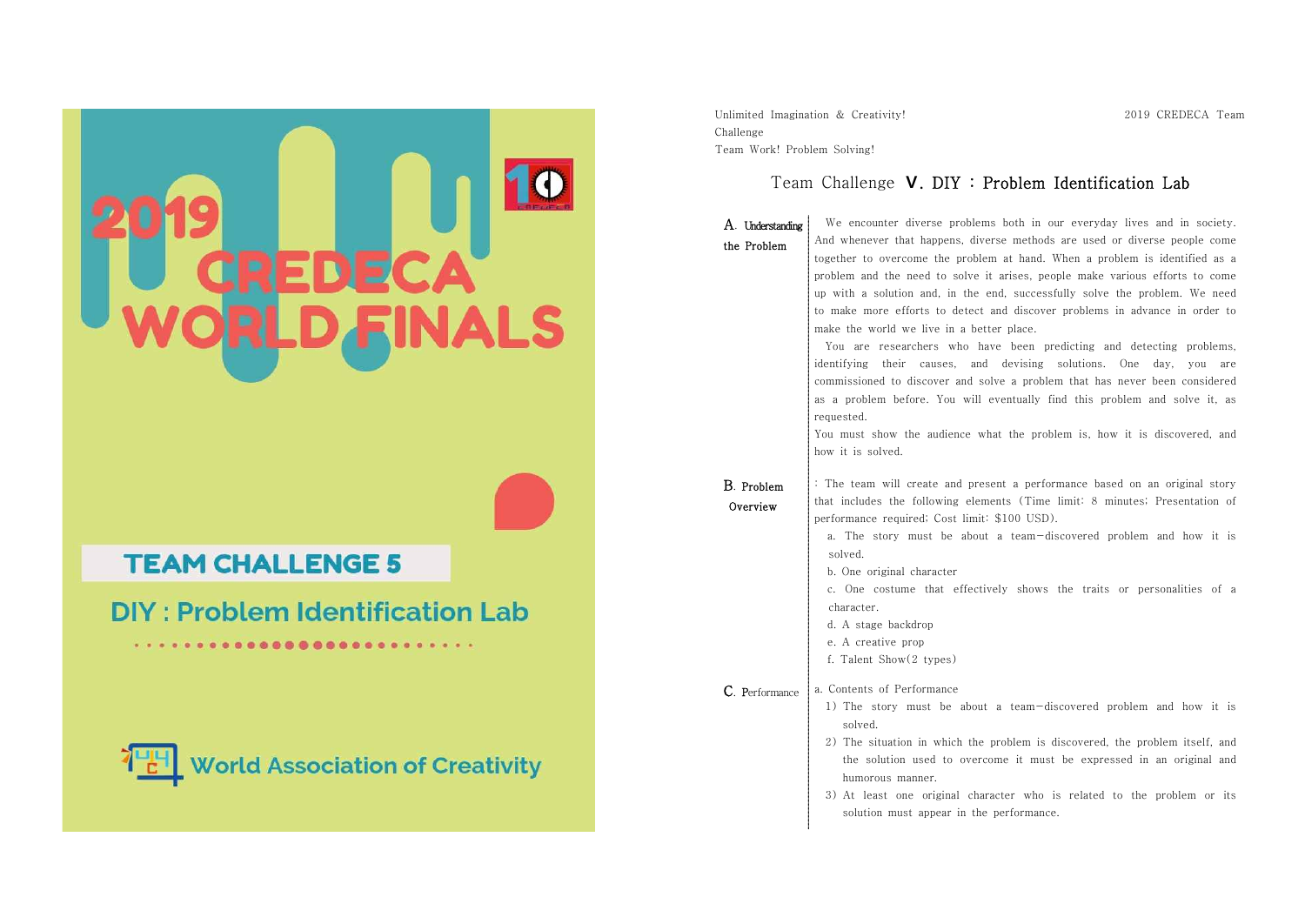# 2019 CREDECA WORLD FINALS

## TEAM CHALLENGE 5

## DIY : Problem Identification Lab

World Association of Creativity

---

Unlimited Imagination & Creativity!
Challenge
Team Work! Problem Solving!

2019 CREDECA Team

## Team Challenge Ⅴ. DIY : Problem Identification Lab

### A. Understanding the Problem

We encounter diverse problems both in our everyday lives and in society. And whenever that happens, diverse methods are used or diverse people come together to overcome the problem at hand. When a problem is identified as a problem and the need to solve it arises, people make various efforts to come up with a solution and, in the end, successfully solve the problem. We need to make more efforts to detect and discover problems in advance in order to make the world we live in a better place.

You are researchers who have been predicting and detecting problems, identifying their causes, and devising solutions. One day, you are commissioned to discover and solve a problem that has never been considered as a problem before. You will eventually find this problem and solve it, as requested.

You must show the audience what the problem is, how it is discovered, and how it is solved.

### B. Problem Overview

: The team will create and present a performance based on an original story that includes the following elements (Time limit: 8 minutes; Presentation of performance required; Cost limit: $100 USD).

a. The story must be about a team-discovered problem and how it is solved.
b. One original character
c. One costume that effectively shows the traits or personalities of a character.
d. A stage backdrop
e. A creative prop
f. Talent Show(2 types)

### C. Performance

a. Contents of Performance

1) The story must be about a team-discovered problem and how it is solved.
2) The situation in which the problem is discovered, the problem itself, and the solution used to overcome it must be expressed in an original and humorous manner.
3) At least one original character who is related to the problem or its solution must appear in the performance.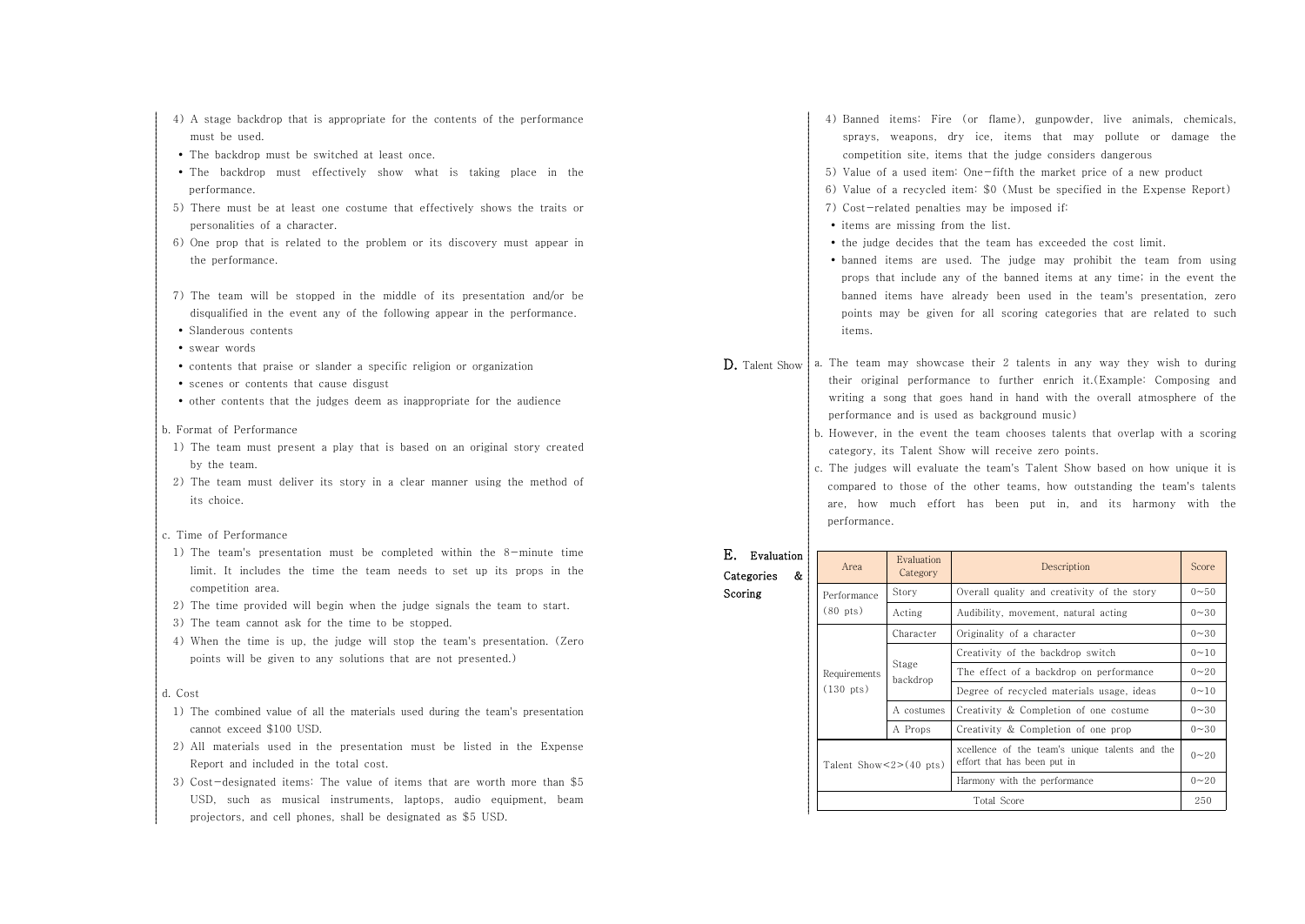4) A stage backdrop that is appropriate for the contents of the performance must be used.
- The backdrop must be switched at least once.
- The backdrop must effectively show what is taking place in the performance.

5) There must be at least one costume that effectively shows the traits or personalities of a character.

6) One prop that is related to the problem or its discovery must appear in the performance.

7) The team will be stopped in the middle of its presentation and/or be disqualified in the event any of the following appear in the performance.
- Slanderous contents
- swear words
- contents that praise or slander a specific religion or organization
- scenes or contents that cause disgust
- other contents that the judges deem as inappropriate for the audience

b. Format of Performance

1) The team must present a play that is based on an original story created by the team.

2) The team must deliver its story in a clear manner using the method of its choice.

c. Time of Performance

1) The team's presentation must be completed within the 8-minute time limit. It includes the time the team needs to set up its props in the competition area.

2) The time provided will begin when the judge signals the team to start.

3) The team cannot ask for the time to be stopped.

4) When the time is up, the judge will stop the team's presentation. (Zero points will be given to any solutions that are not presented.)

d. Cost

1) The combined value of all the materials used during the team's presentation cannot exceed $100 USD.

2) All materials used in the presentation must be listed in the Expense Report and included in the total cost.

3) Cost-designated items: The value of items that are worth more than $5 USD, such as musical instruments, laptops, audio equipment, beam projectors, and cell phones, shall be designated as $5 USD.

4) Banned items: Fire (or flame), gunpowder, live animals, chemicals, sprays, weapons, dry ice, items that may pollute or damage the competition site, items that the judge considers dangerous

5) Value of a used item: One-fifth the market price of a new product

6) Value of a recycled item: $0 (Must be specified in the Expense Report)

7) Cost-related penalties may be imposed if:
- items are missing from the list.
- the judge decides that the team has exceeded the cost limit.
- banned items are used. The judge may prohibit the team from using props that include any of the banned items at any time; in the event the banned items have already been used in the team's presentation, zero points may be given for all scoring categories that are related to such items.

## D. Talent Show

a. The team may showcase their 2 talents in any way they wish to during their original performance to further enrich it.(Example: Composing and writing a song that goes hand in hand with the overall atmosphere of the performance and is used as background music)

b. However, in the event the team chooses talents that overlap with a scoring category, its Talent Show will receive zero points.

c. The judges will evaluate the team's Talent Show based on how unique it is compared to those of the other teams, how outstanding the team's talents are, how much effort has been put in, and its harmony with the performance.

## E. Evaluation Categories & Scoring

| Area | Evaluation Category | Description | Score |
|---|---|---|---|
| Performance (80 pts) | Story | Overall quality and creativity of the story | 0~50 |
| | Acting | Audibility, movement, natural acting | 0~30 |
| Requirements (130 pts) | Character | Originality of a character | 0~30 |
| | Stage backdrop | Creativity of the backdrop switch | 0~10 |
| | | The effect of a backdrop on performance | 0~20 |
| | | Degree of recycled materials usage, ideas | 0~10 |
| | A costumes | Creativity & Completion of one costume | 0~30 |
| | A Props | Creativity & Completion of one prop | 0~30 |
| Talent Show<2>(40 pts) | | xcellence of the team's unique talents and the effort that has been put in | 0~20 |
| | | Harmony with the performance | 0~20 |
| Total Score | | | 250 |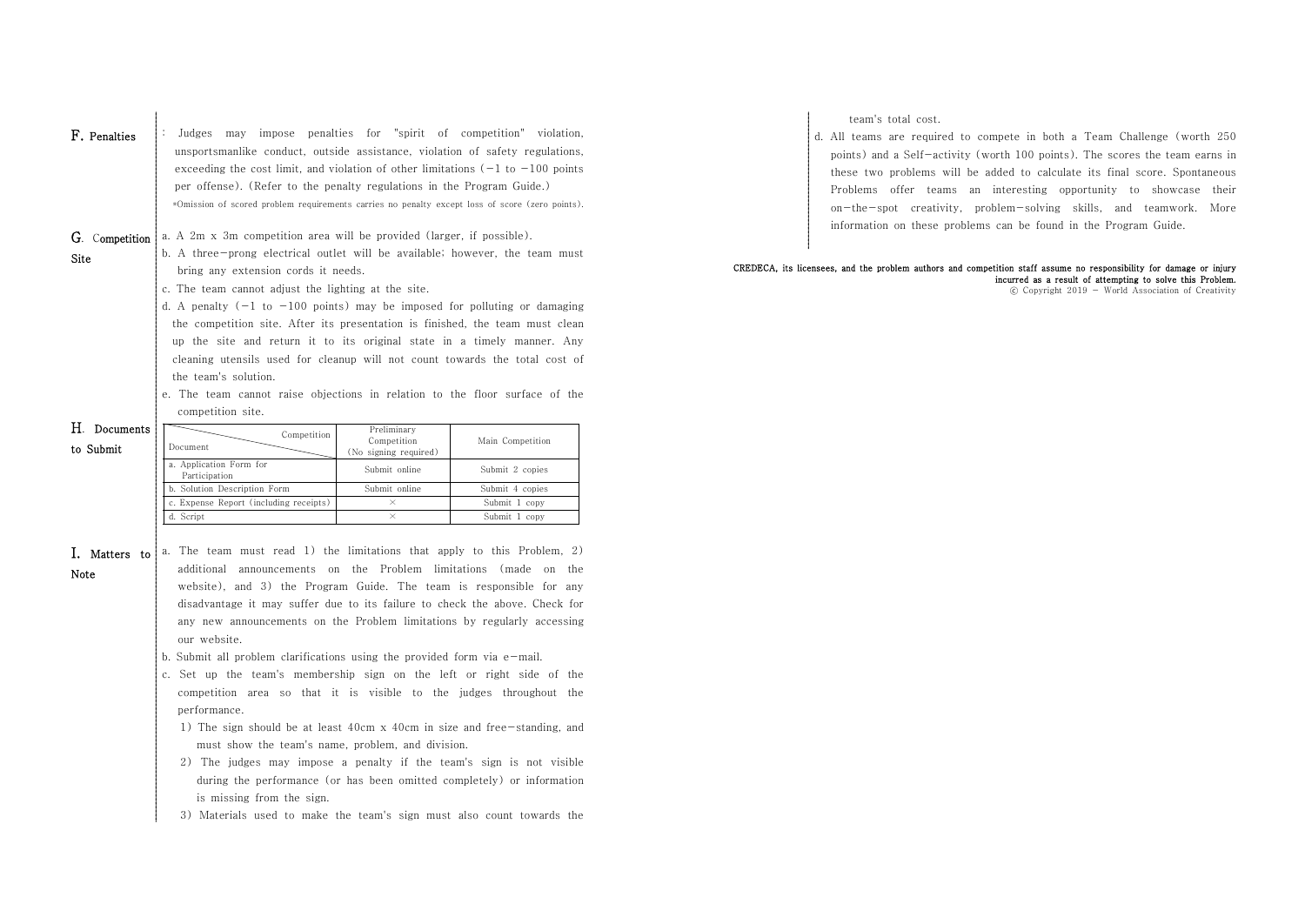## F. Penalties

: Judges may impose penalties for "spirit of competition" violation, unsportsmanlike conduct, outside assistance, violation of safety regulations, exceeding the cost limit, and violation of other limitations (−1 to −100 points per offense). (Refer to the penalty regulations in the Program Guide.)

※Omission of scored problem requirements carries no penalty except loss of score (zero points).

## G. Competition Site

a. A 2m x 3m competition area will be provided (larger, if possible).

b. A three-prong electrical outlet will be available; however, the team must bring any extension cords it needs.

c. The team cannot adjust the lighting at the site.

d. A penalty (−1 to −100 points) may be imposed for polluting or damaging the competition site. After its presentation is finished, the team must clean up the site and return it to its original state in a timely manner. Any cleaning utensils used for cleanup will not count towards the total cost of the team's solution.

e. The team cannot raise objections in relation to the floor surface of the competition site.

## H. Documents to Submit

| Document \ Competition | Preliminary Competition (No signing required) | Main Competition |
|---|---|---|
| a. Application Form for Participation | Submit online | Submit 2 copies |
| b. Solution Description Form | Submit online | Submit 4 copies |
| c. Expense Report (including receipts) | × | Submit 1 copy |
| d. Script | × | Submit 1 copy |

## I. Matters to Note

a. The team must read 1) the limitations that apply to this Problem, 2) additional announcements on the Problem limitations (made on the website), and 3) the Program Guide. The team is responsible for any disadvantage it may suffer due to its failure to check the above. Check for any new announcements on the Problem limitations by regularly accessing our website.

b. Submit all problem clarifications using the provided form via e-mail.

c. Set up the team's membership sign on the left or right side of the competition area so that it is visible to the judges throughout the performance.

1) The sign should be at least 40cm x 40cm in size and free-standing, and must show the team's name, problem, and division.

2) The judges may impose a penalty if the team's sign is not visible during the performance (or has been omitted completely) or information is missing from the sign.

3) Materials used to make the team's sign must also count towards the team's total cost.

d. All teams are required to compete in both a Team Challenge (worth 250 points) and a Self-activity (worth 100 points). The scores the team earns in these two problems will be added to calculate its final score. Spontaneous Problems offer teams an interesting opportunity to showcase their on-the-spot creativity, problem-solving skills, and teamwork. More information on these problems can be found in the Program Guide.

**CREDECA, its licensees, and the problem authors and competition staff assume no responsibility for damage or injury incurred as a result of attempting to solve this Problem.**

© Copyright 2019 - World Association of Creativity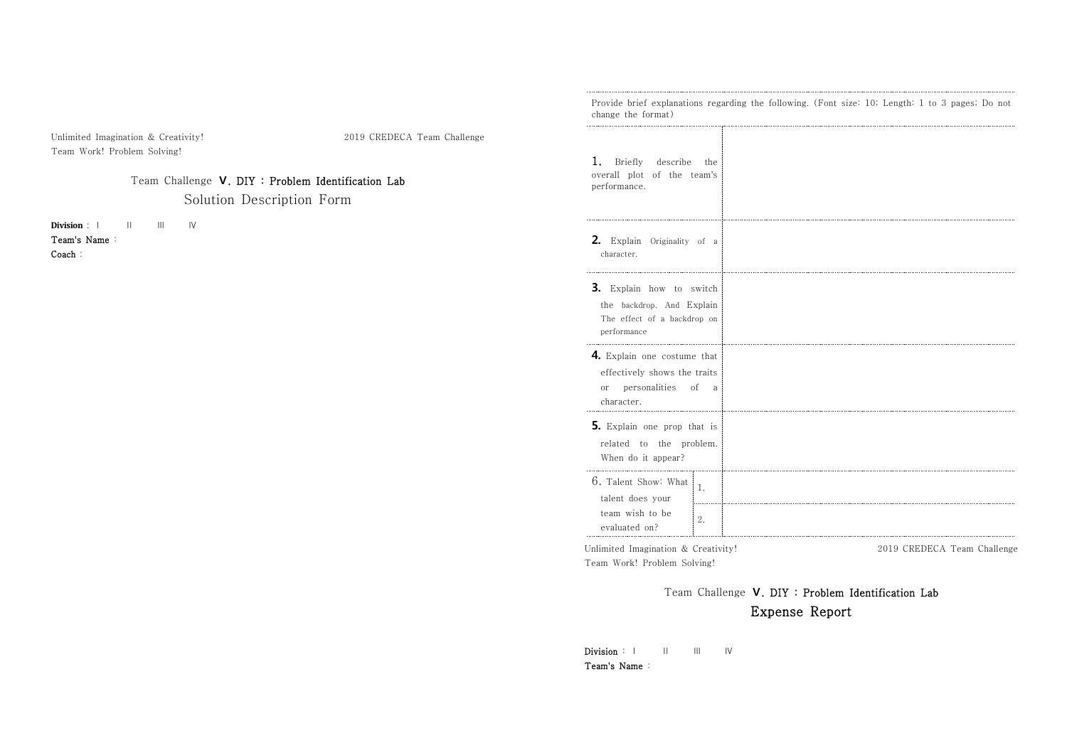Unlimited Imagination & Creativity!
Team Work! Problem Solving!

2019 CREDECA Team Challenge

## Team Challenge **Ⅴ. DIY : Problem Identification Lab**

## Solution Description Form

**Division** : Ⅰ　　Ⅱ　　Ⅲ　　Ⅳ

**Team's Name** :

**Coach** :

Provide brief explanations regarding the following. (Font size: 10; Length: 1 to 3 pages; Do not change the format)

| | | |
|---|---|---|
| **1.** Briefly describe the overall plot of the team's performance. | | |
| **2.** Explain Originality of a character. | | |
| **3.** Explain how to switch the backdrop. And Explain The effect of a backdrop on performance | | |
| **4.** Explain one costume that effectively shows the traits or personalities of a character. | | |
| **5.** Explain one prop that is related to the problem. When do it appear? | | |
| 6. Talent Show: What talent does your team wish to be evaluated on? | 1. | |
| | 2. | |

Unlimited Imagination & Creativity!
Team Work! Problem Solving!

2019 CREDECA Team Challenge

## Team Challenge **Ⅴ. DIY : Problem Identification Lab**

## Expense Report

**Division** : Ⅰ　　Ⅱ　　Ⅲ　　Ⅳ

**Team's Name** :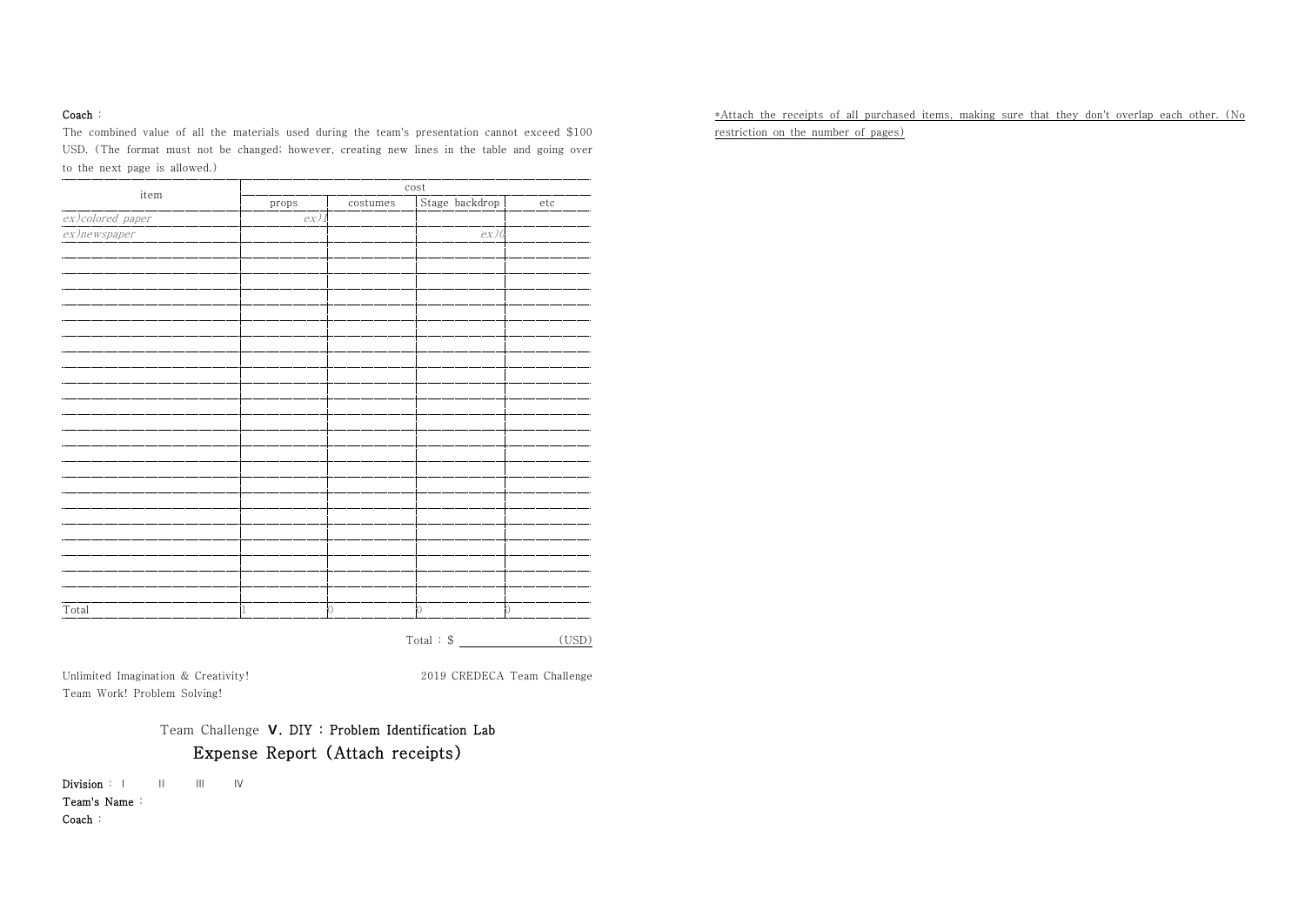**Coach** :

The combined value of all the materials used during the team's presentation cannot exceed $100 USD. (The format must not be changed; however, creating new lines in the table and going over to the next page is allowed.)

| item | cost | | | |
|---|---|---|---|---|
| | props | costumes | Stage backdrop | etc |
| *ex)colored paper* | *ex)1* | | | |
| *ex)newspaper* | | | *ex)0* | |
| | | | | |
| | | | | |
| | | | | |
| | | | | |
| | | | | |
| | | | | |
| | | | | |
| | | | | |
| | | | | |
| | | | | |
| | | | | |
| | | | | |
| | | | | |
| | | | | |
| | | | | |
| | | | | |
| | | | | |
| | | | | |
| | | | | |
| | | | | |
| | | | | |
| | | | | |
| Total | 1 | 0 | 0 | 0 |

Total : $ ______________ (USD)

Unlimited Imagination & Creativity!
Team Work! Problem Solving!

2019 CREDECA Team Challenge

Team Challenge **V. DIY : Problem Identification Lab**

## Expense Report (Attach receipts)

**Division** : Ⅰ Ⅱ Ⅲ Ⅳ

**Team's Name** :

**Coach** :

*Attach the receipts of all purchased items, making sure that they don't overlap each other. (No restriction on the number of pages)